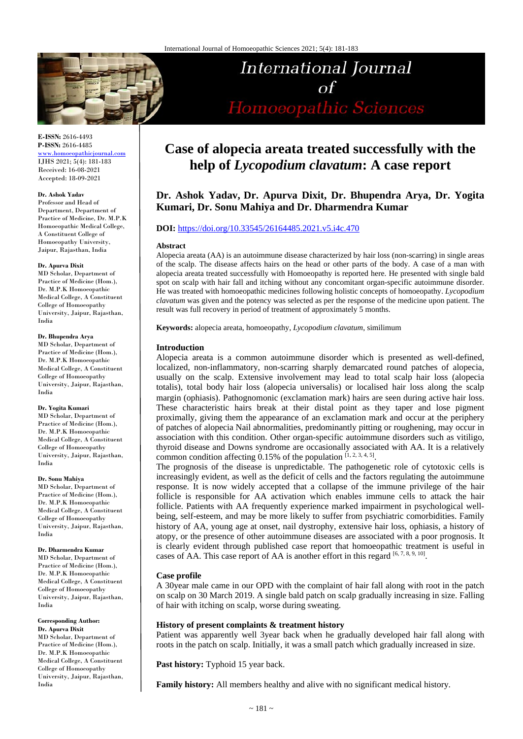# Case of alopecia areata treated successfully with the help of *Lycopodium clavatum*: A case report

**Dr. Ashok Yadav, Dr. Apurva Dixit, Dr. Bhupendra Arya, Dr. Yogita Kumari, Dr. Sonu Mahiya and Dr. Dharmendra Kumar**

**DOI:** https://doi.org/10.33545/26164485.2021.v5.i4c.470

**E-ISSN:** 2616-4493
**P-ISSN:** 2616-4485
www.homoeopathicjournal.com
IJHS 2021; 5(4): 181-183
Received: 16-08-2021
Accepted: 18-09-2021

**Dr. Ashok Yadav**
Professor and Head of Department, Department of Practice of Medicine, Dr. M.P.K Homoeopathic Medical College, A Constituent College of Homoeopathy University, Jaipur, Rajasthan, India

**Dr. Apurva Dixit**
MD Scholar, Department of Practice of Medicine (Hom.), Dr. M.P.K Homoeopathic Medical College, A Constituent College of Homoeopathy University, Jaipur, Rajasthan, India

**Dr. Bhupendra Arya**
MD Scholar, Department of Practice of Medicine (Hom.), Dr. M.P.K Homoeopathic Medical College, A Constituent College of Homoeopathy University, Jaipur, Rajasthan, India

**Dr. Yogita Kumari**
MD Scholar, Department of Practice of Medicine (Hom.), Dr. M.P.K Homoeopathic Medical College, A Constituent College of Homoeopathy University, Jaipur, Rajasthan, India

**Dr. Sonu Mahiya**
MD Scholar, Department of Practice of Medicine (Hom.), Dr. M.P.K Homoeopathic Medical College, A Constituent College of Homoeopathy University, Jaipur, Rajasthan, India

**Dr. Dharmendra Kumar**
MD Scholar, Department of Practice of Medicine (Hom.), Dr. M.P.K Homoeopathic Medical College, A Constituent College of Homoeopathy University, Jaipur, Rajasthan, India

**Corresponding Author:**
**Dr. Apurva Dixit**
MD Scholar, Department of Practice of Medicine (Hom.), Dr. M.P.K Homoeopathic Medical College, A Constituent College of Homoeopathy University, Jaipur, Rajasthan, India

### Abstract

Alopecia areata (AA) is an autoimmune disease characterized by hair loss (non-scarring) in single areas of the scalp. The disease affects hairs on the head or other parts of the body. A case of a man with alopecia areata treated successfully with Homoeopathy is reported here. He presented with single bald spot on scalp with hair fall and itching without any concomitant organ-specific autoimmune disorder. He was treated with homoeopathic medicines following holistic concepts of homoeopathy. *Lycopodium clavatum* was given and the potency was selected as per the response of the medicine upon patient. The result was full recovery in period of treatment of approximately 5 months.

**Keywords:** alopecia areata, homoeopathy, *Lycopodium clavatum*, similimum

### Introduction

Alopecia areata is a common autoimmune disorder which is presented as well-defined, localized, non-inflammatory, non-scarring sharply demarcated round patches of alopecia, usually on the scalp. Extensive involvement may lead to total scalp hair loss (alopecia totalis), total body hair loss (alopecia universalis) or localised hair loss along the scalp margin (ophiasis). Pathognomonic (exclamation mark) hairs are seen during active hair loss. These characteristic hairs break at their distal point as they taper and lose pigment proximally, giving them the appearance of an exclamation mark and occur at the periphery of patches of alopecia Nail abnormalities, predominantly pitting or roughening, may occur in association with this condition. Other organ-specific autoimmune disorders such as vitiligo, thyroid disease and Downs syndrome are occasionally associated with AA. It is a relatively common condition affecting 0.15% of the population [1, 2, 3, 4, 5].

The prognosis of the disease is unpredictable. The pathogenetic role of cytotoxic cells is increasingly evident, as well as the deficit of cells and the factors regulating the autoimmune response. It is now widely accepted that a collapse of the immune privilege of the hair follicle is responsible for AA activation which enables immune cells to attack the hair follicle. Patients with AA frequently experience marked impairment in psychological well-being, self-esteem, and may be more likely to suffer from psychiatric comorbidities. Family history of AA, young age at onset, nail dystrophy, extensive hair loss, ophiasis, a history of atopy, or the presence of other autoimmune diseases are associated with a poor prognosis. It is clearly evident through published case report that homoeopathic treatment is useful in cases of AA. This case report of AA is another effort in this regard [6, 7, 8, 9, 10].

### Case profile

A 30year male came in our OPD with the complaint of hair fall along with root in the patch on scalp with 30 March 2019. A single bald patch on scalp gradually increasing in size. Falling of hair with itching on scalp, worse during sweating.

### History of present complaints & treatment history

Patient was apparently well 3year back when he gradually developed hair fall along with roots in the patch on scalp. Initially, it was a small patch which gradually increased in size.

**Past history:** Typhoid 15 year back.

**Family history:** All members healthy and alive with no significant medical history.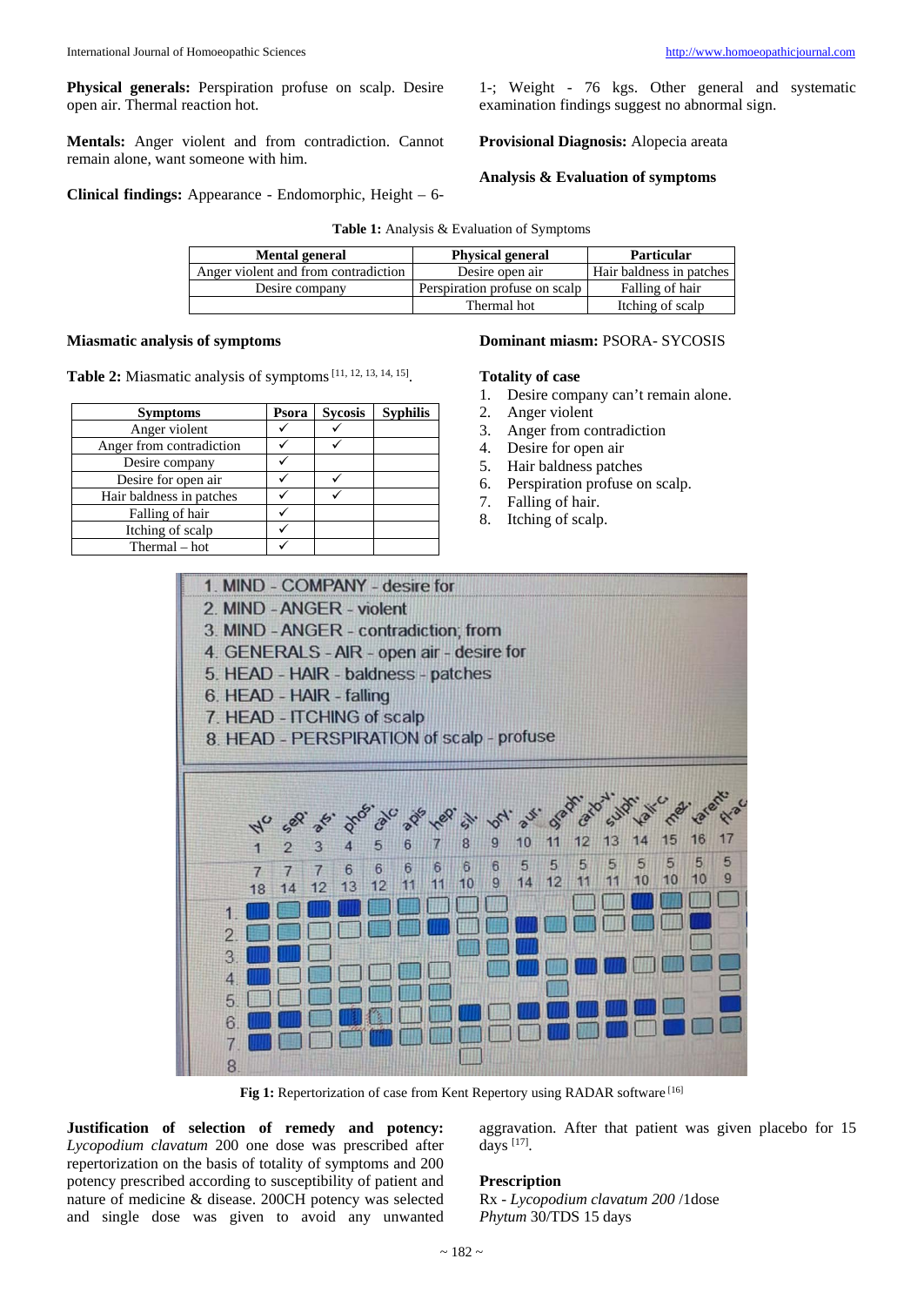**Physical generals:** Perspiration profuse on scalp. Desire open air. Thermal reaction hot.

**Mentals:** Anger violent and from contradiction. Cannot remain alone, want someone with him.

**Clinical findings:** Appearance - Endomorphic, Height – 6-1-; Weight - 76 kgs. Other general and systematic examination findings suggest no abnormal sign.

**Provisional Diagnosis:** Alopecia areata

**Analysis & Evaluation of symptoms**

**Table 1:** Analysis & Evaluation of Symptoms

| Mental general | Physical general | Particular |
|---|---|---|
| Anger violent and from contradiction | Desire open air | Hair baldness in patches |
| Desire company | Perspiration profuse on scalp | Falling of hair |
| | Thermal hot | Itching of scalp |

**Miasmatic analysis of symptoms**

**Table 2:** Miasmatic analysis of symptoms [11, 12, 13, 14, 15].

| Symptoms | Psora | Sycosis | Syphilis |
|---|---|---|---|
| Anger violent | ✓ | ✓ | |
| Anger from contradiction | ✓ | ✓ | |
| Desire company | ✓ | | |
| Desire for open air | ✓ | ✓ | |
| Hair baldness in patches | ✓ | ✓ | |
| Falling of hair | ✓ | | |
| Itching of scalp | ✓ | | |
| Thermal – hot | ✓ | | |

**Dominant miasm:** PSORA- SYCOSIS

**Totality of case**

1. Desire company can't remain alone.
2. Anger violent
3. Anger from contradiction
4. Desire for open air
5. Hair baldness patches
6. Perspiration profuse on scalp.
7. Falling of hair.
8. Itching of scalp.

**Fig 1:** Repertorization of case from Kent Repertory using RADAR software [16]

**Justification of selection of remedy and potency:** *Lycopodium clavatum* 200 one dose was prescribed after repertorization on the basis of totality of symptoms and 200 potency prescribed according to susceptibility of patient and nature of medicine & disease. 200CH potency was selected and single dose was given to avoid any unwanted aggravation. After that patient was given placebo for 15 days [17].

**Prescription**

Rx - *Lycopodium clavatum 200* /1dose
*Phytum* 30/TDS 15 days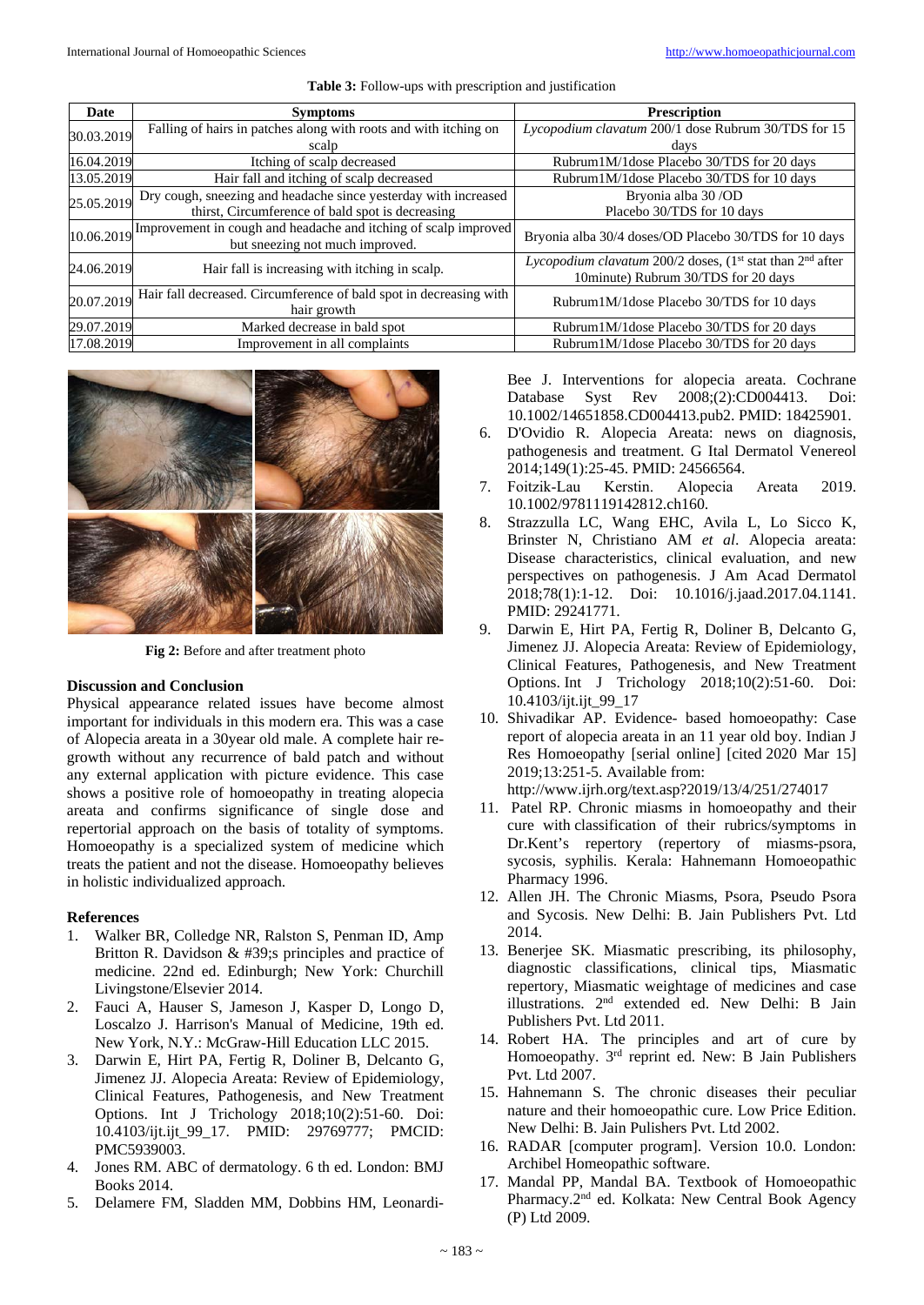**Table 3:** Follow-ups with prescription and justification

| Date | Symptoms | Prescription |
|---|---|---|
| 30.03.2019 | Falling of hairs in patches along with roots and with itching on scalp | *Lycopodium clavatum* 200/1 dose Rubrum 30/TDS for 15 days |
| 16.04.2019 | Itching of scalp decreased | Rubrum1M/1dose Placebo 30/TDS for 20 days |
| 13.05.2019 | Hair fall and itching of scalp decreased | Rubrum1M/1dose Placebo 30/TDS for 10 days |
| 25.05.2019 | Dry cough, sneezing and headache since yesterday with increased thirst, Circumference of bald spot is decreasing | Bryonia alba 30 /OD Placebo 30/TDS for 10 days |
| 10.06.2019 | Improvement in cough and headache and itching of scalp improved but sneezing not much improved. | Bryonia alba 30/4 doses/OD Placebo 30/TDS for 10 days |
| 24.06.2019 | Hair fall is increasing with itching in scalp. | *Lycopodium clavatum* 200/2 doses, (1st stat than 2nd after 10minute) Rubrum 30/TDS for 20 days |
| 20.07.2019 | Hair fall decreased. Circumference of bald spot in decreasing with hair growth | Rubrum1M/1dose Placebo 30/TDS for 10 days |
| 29.07.2019 | Marked decrease in bald spot | Rubrum1M/1dose Placebo 30/TDS for 20 days |
| 17.08.2019 | Improvement in all complaints | Rubrum1M/1dose Placebo 30/TDS for 20 days |

**Fig 2:** Before and after treatment photo

## Discussion and Conclusion

Physical appearance related issues have become almost important for individuals in this modern era. This was a case of Alopecia areata in a 30year old male. A complete hair re-growth without any recurrence of bald patch and without any external application with picture evidence. This case shows a positive role of homoeopathy in treating alopecia areata and confirms significance of single dose and repertorial approach on the basis of totality of symptoms. Homoeopathy is a specialized system of medicine which treats the patient and not the disease. Homoeopathy believes in holistic individualized approach.

## References

1. Walker BR, Colledge NR, Ralston S, Penman ID, Amp Britton R. Davidson & #39;s principles and practice of medicine. 22nd ed. Edinburgh; New York: Churchill Livingstone/Elsevier 2014.
2. Fauci A, Hauser S, Jameson J, Kasper D, Longo D, Loscalzo J. Harrison's Manual of Medicine, 19th ed. New York, N.Y.: McGraw-Hill Education LLC 2015.
3. Darwin E, Hirt PA, Fertig R, Doliner B, Delcanto G, Jimenez JJ. Alopecia Areata: Review of Epidemiology, Clinical Features, Pathogenesis, and New Treatment Options. Int J Trichology 2018;10(2):51-60. Doi: 10.4103/ijt.ijt_99_17. PMID: 29769777; PMCID: PMC5939003.
4. Jones RM. ABC of dermatology. 6 th ed. London: BMJ Books 2014.
5. Delamere FM, Sladden MM, Dobbins HM, Leonardi-Bee J. Interventions for alopecia areata. Cochrane Database Syst Rev 2008;(2):CD004413. Doi: 10.1002/14651858.CD004413.pub2. PMID: 18425901.
6. D'Ovidio R. Alopecia Areata: news on diagnosis, pathogenesis and treatment. G Ital Dermatol Venereol 2014;149(1):25-45. PMID: 24566564.
7. Foitzik-Lau Kerstin. Alopecia Areata 2019. 10.1002/9781119142812.ch160.
8. Strazzulla LC, Wang EHC, Avila L, Lo Sicco K, Brinster N, Christiano AM *et al*. Alopecia areata: Disease characteristics, clinical evaluation, and new perspectives on pathogenesis. J Am Acad Dermatol 2018;78(1):1-12. Doi: 10.1016/j.jaad.2017.04.1141. PMID: 29241771.
9. Darwin E, Hirt PA, Fertig R, Doliner B, Delcanto G, Jimenez JJ. Alopecia Areata: Review of Epidemiology, Clinical Features, Pathogenesis, and New Treatment Options. Int J Trichology 2018;10(2):51-60. Doi: 10.4103/ijt.ijt_99_17
10. Shivadikar AP. Evidence- based homoeopathy: Case report of alopecia areata in an 11 year old boy. Indian J Res Homoeopathy [serial online] [cited 2020 Mar 15] 2019;13:251-5. Available from: http://www.ijrh.org/text.asp?2019/13/4/251/274017
11. Patel RP. Chronic miasms in homoeopathy and their cure with classification of their rubrics/symptoms in Dr.Kent's repertory (repertory of miasms-psora, sycosis, syphilis. Kerala: Hahnemann Homoeopathic Pharmacy 1996.
12. Allen JH. The Chronic Miasms, Psora, Pseudo Psora and Sycosis. New Delhi: B. Jain Publishers Pvt. Ltd 2014.
13. Benerjee SK. Miasmatic prescribing, its philosophy, diagnostic classifications, clinical tips, Miasmatic repertory, Miasmatic weightage of medicines and case illustrations. 2nd extended ed. New Delhi: B Jain Publishers Pvt. Ltd 2011.
14. Robert HA. The principles and art of cure by Homoeopathy. 3rd reprint ed. New: B Jain Publishers Pvt. Ltd 2007.
15. Hahnemann S. The chronic diseases their peculiar nature and their homoeopathic cure. Low Price Edition. New Delhi: B. Jain Pulishers Pvt. Ltd 2002.
16. RADAR [computer program]. Version 10.0. London: Archibel Homeopathic software.
17. Mandal PP, Mandal BA. Textbook of Homoeopathic Pharmacy.2nd ed. Kolkata: New Central Book Agency (P) Ltd 2009.